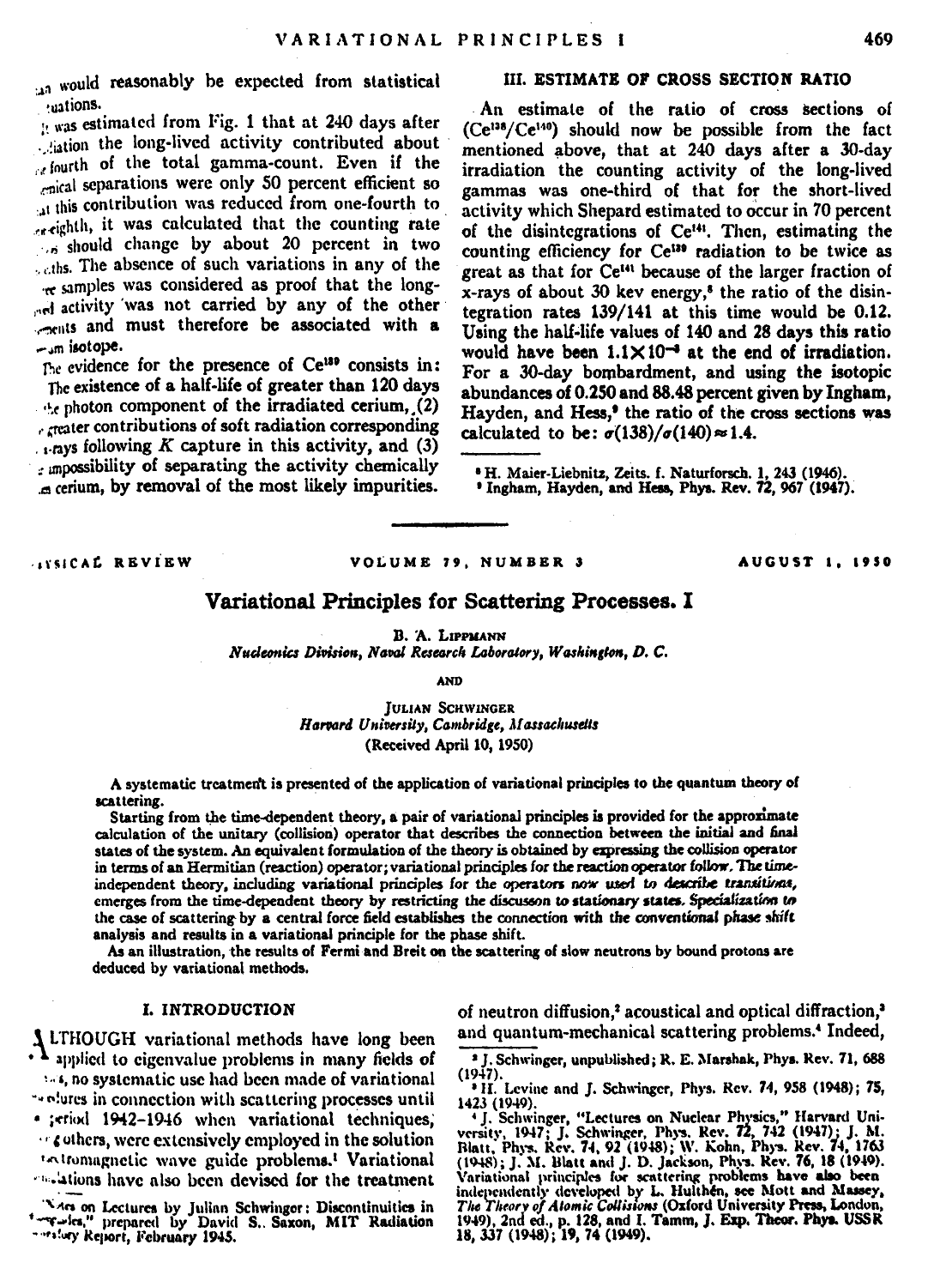would reasonably be expected from statistical fluctuations.

It was estimated from Fig. 1 that at 240 days after irradiation the long-lived activity contributed about one-fourth of the total gamma-count. Even if the chemical separations were only 50 percent efficient so that this contribution was reduced from one-fourth to one-eighth, it was calculated that the counting rate should change by about 20 percent in two months. The absence of such variations in any of the three samples was considered as proof that the long-lived activity was not carried by any of the other elements and must therefore be associated with a cerium isotope.

The evidence for the presence of $Ce^{139}$ consists in: (1) the existence of a half-life of greater than 120 days in the photon component of the irradiated cerium, (2) greater contributions of soft radiation corresponding to x-rays following $K$ capture in this activity, and (3) the impossibility of separating the activity chemically from cerium, by removal of the most likely impurities.

### III. ESTIMATE OF CROSS SECTION RATIO

An estimate of the ratio of cross sections of ($Ce^{138}/Ce^{140}$) should now be possible from the fact mentioned above, that at 240 days after a 30-day irradiation the counting activity of the long-lived gammas was one-third of that for the short-lived activity which Shepard estimated to occur in 70 percent of the disintegrations of $Ce^{141}$. Then, estimating the counting efficiency for $Ce^{139}$ radiation to be twice as great as that for $Ce^{141}$ because of the larger fraction of x-rays of about 30 kev energy,[8] the ratio of the disintegration rates 139/141 at this time would be 0.12. Using the half-life values of 140 and 28 days this ratio would have been $1.1\times10^{-3}$ at the end of irradiation. For a 30-day bombardment, and using the isotopic abundances of 0.250 and 88.48 percent given by Ingham, Hayden, and Hess,[9] the ratio of the cross sections was calculated to be: $\sigma(138)/\sigma(140)\approx1.4$.

[8] H. Maier-Liebnitz, Zeits. f. Naturforsch. 1, 243 (1946).
[9] Ingham, Hayden, and Hess, Phys. Rev. 72, 967 (1947).

---

PHYSICAL REVIEW VOLUME 79, NUMBER 3 AUGUST 1, 1950

# Variational Principles for Scattering Processes. I

B. A. LIPPMANN
*Nucleonics Division, Naval Research Laboratory, Washington, D. C.*

AND

JULIAN SCHWINGER
*Harvard University, Cambridge, Massachusetts*

(Received April 10, 1950)

A systematic treatment is presented of the application of variational principles to the quantum theory of scattering.

Starting from the time-dependent theory, a pair of variational principles is provided for the approximate calculation of the unitary (collision) operator that describes the connection between the initial and final states of the system. An equivalent formulation of the theory is obtained by expressing the collision operator in terms of an Hermitian (reaction) operator; variational principles for the reaction operator follow. The time-independent theory, including variational principles for the operators now used to describe transitions, emerges from the time-dependent theory by restricting the discussion to stationary states. Specialization to the case of scattering by a central force field establishes the connection with the conventional phase shift analysis and results in a variational principle for the phase shift.

As an illustration, the results of Fermi and Breit on the scattering of slow neutrons by bound protons are deduced by variational methods.

## I. INTRODUCTION

Although variational methods have long been applied to eigenvalue problems in many fields of physics, no systematic use had been made of variational procedures in connection with scattering processes until the period 1942–1946 when variational techniques, by Schwinger and others, were extensively employed in the solution of electromagnetic wave guide problems.[1] Variational formulations have also been devised for the treatment of neutron diffusion,[2] acoustical and optical diffraction,[3] and quantum-mechanical scattering problems.[4] Indeed,

[1] Notes on Lectures by Julian Schwinger: Discontinuities in Wave Guides," prepared by David S. Saxon, MIT Radiation Laboratory Report, February 1945.

[2] J. Schwinger, unpublished; R. E. Marshak, Phys. Rev. 71, 688 (1947).

[3] H. Levine and J. Schwinger, Phys. Rev. 74, 958 (1948); 75, 1423 (1949).

[4] J. Schwinger, "Lectures on Nuclear Physics," Harvard University, 1947; J. Schwinger, Phys. Rev. 72, 742 (1947); J. M. Blatt, Phys. Rev. 74, 92 (1948); W. Kohn, Phys. Rev. 74, 1763 (1948); J. M. Blatt and J. D. Jackson, Phys. Rev. 76, 18 (1949). Variational principles for scattering problems have also been independently developed by L. Hulthén, see Mott and Massey, *The Theory of Atomic Collisions* (Oxford University Press, London, 1949), 2nd ed., p. 128, and I. Tamm, J. Exp. Theor. Phys. USSR 18, 337 (1948); 19, 74 (1949).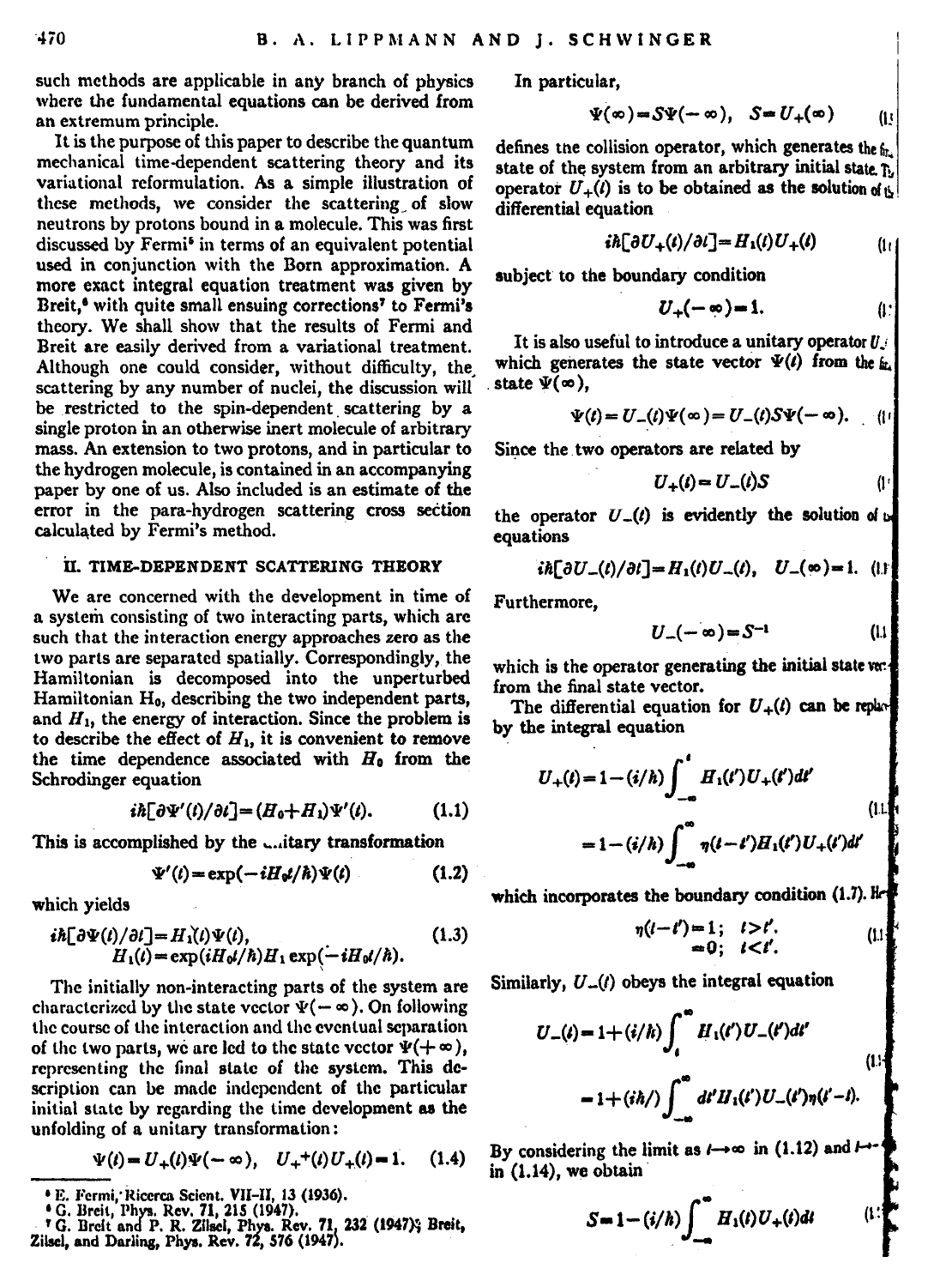such methods are applicable in any branch of physics where the fundamental equations can be derived from an extremum principle.

It is the purpose of this paper to describe the quantum mechanical time-dependent scattering theory and its variational reformulation. As a simple illustration of these methods, we consider the scattering of slow neutrons by protons bound in a molecule. This was first discussed by Fermi[5] in terms of an equivalent potential used in conjunction with the Born approximation. A more exact integral equation treatment was given by Breit,[6] with quite small ensuing corrections[7] to Fermi's theory. We shall show that the results of Fermi and Breit are easily derived from a variational treatment. Although one could consider, without difficulty, the scattering by any number of nuclei, the discussion will be restricted to the spin-dependent scattering by a single proton in an otherwise inert molecule of arbitrary mass. An extension to two protons, and in particular to the hydrogen molecule, is contained in an accompanying paper by one of us. Also included is an estimate of the error in the para-hydrogen scattering cross section calculated by Fermi's method.

## II. TIME-DEPENDENT SCATTERING THEORY

We are concerned with the development in time of a system consisting of two interacting parts, which are such that the interaction energy approaches zero as the two parts are separated spatially. Correspondingly, the Hamiltonian is decomposed into the unperturbed Hamiltonian $H_0$, describing the two independent parts, and $H_1$, the energy of interaction. Since the problem is to describe the effect of $H_1$, it is convenient to remove the time dependence associated with $H_0$ from the Schrodinger equation

$$i\hbar[\partial\Psi'(t)/\partial t]=(H_0+H_1)\Psi'(t). \qquad (1.1)$$

This is accomplished by the unitary transformation

$$\Psi'(t)=\exp(-iH_0t/\hbar)\Psi(t) \qquad (1.2)$$

which yields

$$i\hbar[\partial\Psi(t)/\partial t]=H_1(t)\Psi(t), \qquad (1.3)$$
$$H_1(t)=\exp(iH_0t/\hbar)H_1\exp(-iH_0t/\hbar).$$

The initially non-interacting parts of the system are characterized by the state vector $\Psi(-\infty)$. On following the course of the interaction and the eventual separation of the two parts, we are led to the state vector $\Psi(+\infty)$, representing the final state of the system. This description can be made independent of the particular initial state by regarding the time development as the unfolding of a unitary transformation:

$$\Psi(t)=U_+(t)\Psi(-\infty), \quad U_+^+(t)U_+(t)=1. \qquad (1.4)$$

In particular,

$$\Psi(\infty)=S\Psi(-\infty), \quad S=U_+(\infty) \qquad (1.5)$$

defines the collision operator, which generates the final state of the system from an arbitrary initial state. The operator $U_+(t)$ is to be obtained as the solution of the differential equation

$$i\hbar[\partial U_+(t)/\partial t]=H_1(t)U_+(t) \qquad (1.6)$$

subject to the boundary condition

$$U_+(-\infty)=1. \qquad (1.7)$$

It is also useful to introduce a unitary operator $U_-(t)$ which generates the state vector $\Psi(t)$ from the final state $\Psi(\infty)$,

$$\Psi(t)=U_-(t)\Psi(\infty)=U_-(t)S\Psi(-\infty). \qquad (1.8)$$

Since the two operators are related by

$$U_+(t)=U_-(t)S \qquad (1.9)$$

the operator $U_-(t)$ is evidently the solution of the equations

$$i\hbar[\partial U_-(t)/\partial t]=H_1(t)U_-(t), \quad U_-(\infty)=1. \qquad (1.10)$$

Furthermore,

$$U_-(-\infty)=S^{-1} \qquad (1.11)$$

which is the operator generating the initial state vector from the final state vector.

The differential equation for $U_+(t)$ can be replaced by the integral equation

$$U_+(t)=1-(i/\hbar)\int_{-\infty}^{t}H_1(t')U_+(t')dt'$$
$$=1-(i/\hbar)\int_{-\infty}^{\infty}\eta(t-t')H_1(t')U_+(t')dt' \qquad (1.12)$$

which incorporates the boundary condition (1.7). Here

$$\eta(t-t')=1;\quad t>t'.$$
$$=0;\quad t<t'. \qquad (1.13)$$

Similarly, $U_-(t)$ obeys the integral equation

$$U_-(t)=1+(i/\hbar)\int_{t}^{\infty}H_1(t')U_-(t')dt'$$
$$=1+(i/\hbar)\int_{-\infty}^{\infty}dt'H_1(t')U_-(t')\eta(t'-t). \qquad (1.14)$$

By considering the limit as $t\rightarrow\infty$ in (1.12) and $t\rightarrow-\infty$ in (1.14), we obtain

$$S=1-(i/\hbar)\int_{-\infty}^{\infty}H_1(t)U_+(t)dt \qquad (1.15)$$

---

[5] E. Fermi, Ricerca Scient. VII-II, 13 (1936).

[6] G. Breit, Phys. Rev. 71, 215 (1947).

[7] G. Breit and P. R. Zilsel, Phys. Rev. 71, 232 (1947); Breit, Zilsel, and Darling, Phys. Rev. 72, 576 (1947).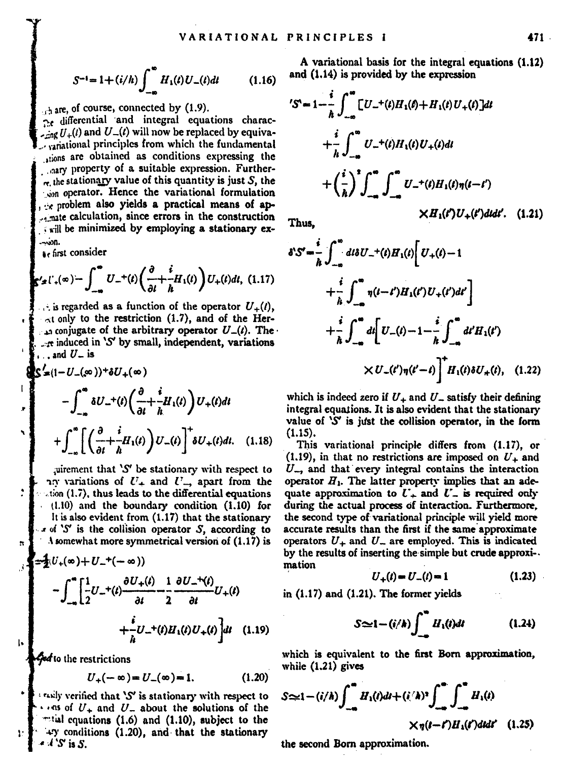$$S^{-1}=1+(i/\hbar)\int_{-\infty}^{\infty}H_1(t)U_-(t)dt \qquad (1.16)$$

which are, of course, connected by (1.9).

The differential and integral equations characterizing $U_+(t)$ and $U_-(t)$ will now be replaced by equivalent variational principles from which the fundamental equations are obtained as conditions expressing the stationary property of a suitable expression. Furthermore, the stationary value of this quantity is just $S$, the collision operator. Hence the variational formulation of the problem also yields a practical means of approximate calculation, since errors in the construction will be minimized by employing a stationary expression.

We first consider

$$'S'=U_+(\infty)-\int_{-\infty}^{\infty}U_-^+(t)\left(\frac{\partial}{\partial t}+\frac{i}{\hbar}H_1(t)\right)U_+(t)dt, \qquad (1.17)$$

which is regarded as a function of the operator $U_+(t)$, subject only to the restriction (1.7), and of the Hermitian conjugate of the arbitrary operator $U_-(t)$. The change induced in $'S'$ by small, independent, variations of $U_+$ and $U_-$ is

$$\delta'S'=(1-U_-(\infty))^+\delta U_+(\infty)$$
$$-\int_{-\infty}^{\infty}\delta U_-^+(t)\left(\frac{\partial}{\partial t}+\frac{i}{\hbar}H_1(t)\right)U_+(t)dt$$
$$+\int_{-\infty}^{\infty}\left[\left(\frac{\partial}{\partial t}+\frac{i}{\hbar}H_1(t)\right)U_-(t)\right]^+\delta U_+(t)dt. \qquad (1.18)$$

The requirement that $'S'$ be stationary with respect to arbitrary variations of $U_+$ and $U_-$, apart from the restriction (1.7), thus leads to the differential equations (1.6), (1.10) and the boundary condition (1.10) for $U_-$. It is also evident from (1.17) that the stationary value of $'S'$ is the collision operator $S$, according to (1.8). A somewhat more symmetrical version of (1.17) is

$$'S'=\tfrac{1}{2}(U_+(\infty)+U_-^+(-\infty))$$
$$-\int_{-\infty}^{\infty}\left[\frac{1}{2}U_-^+(t)\frac{\partial U_+(t)}{\partial t}-\frac{1}{2}\frac{\partial U_-^+(t)}{\partial t}U_+(t)\right.$$
$$\left.+\frac{i}{\hbar}U_-^+(t)H_1(t)U_+(t)\right]dt \qquad (1.19)$$

subjected to the restrictions

$$U_+(-\infty)=U_-(\infty)=1. \qquad (1.20)$$

It is easily verified that $'S'$ is stationary with respect to variations of $U_+$ and $U_-$ about the solutions of the differential equations (1.6) and (1.10), subject to the boundary conditions (1.20), and that the stationary value of $'S'$ is $S$.

A variational basis for the integral equations (1.12) and (1.14) is provided by the expression

$$'S'=1-\frac{i}{\hbar}\int_{-\infty}^{\infty}[U_-^+(t)H_1(t)+H_1(t)U_+(t)]dt$$
$$+\frac{i}{\hbar}\int_{-\infty}^{\infty}U_-^+(t)H_1(t)U_+(t)dt$$
$$+\left(\frac{i}{\hbar}\right)^2\int_{-\infty}^{\infty}\int_{-\infty}^{\infty}U_-^+(t)H_1(t)\eta(t-t')$$
$$\times H_1(t')U_+(t')dtdt'. \qquad (1.21)$$

Thus,

$$\delta'S'=\frac{i}{\hbar}\int_{-\infty}^{\infty}dt\,\delta U_-^+(t)H_1(t)\left[U_+(t)-1\right.$$
$$\left.+\frac{i}{\hbar}\int_{-\infty}^{\infty}\eta(t-t')H_1(t')U_+(t')dt'\right]$$
$$+\frac{i}{\hbar}\int_{-\infty}^{\infty}dt\left[U_-(t)-1-\frac{i}{\hbar}\int_{-\infty}^{\infty}dt'H_1(t')\right.$$
$$\left.\times U_-(t')\eta(t'-t)\right]^+H_1(t)\delta U_+(t), \qquad (1.22)$$

which is indeed zero if $U_+$ and $U_-$ satisfy their defining integral equations. It is also evident that the stationary value of $'S'$ is just the collision operator, in the form (1.15).

This variational principle differs from (1.17), or (1.19), in that no restrictions are imposed on $U_+$ and $U_-$, and that every integral contains the interaction operator $H_1$. The latter property implies that an adequate approximation to $U_+$ and $U_-$ is required only during the actual process of interaction. Furthermore, the second type of variational principle will yield more accurate results than the first if the same approximate operators $U_+$ and $U_-$ are employed. This is indicated by the results of inserting the simple but crude approximation

$$U_+(t)=U_-(t)=1 \qquad (1.23)$$

in (1.17) and (1.21). The former yields

$$S\simeq 1-(i/\hbar)\int_{-\infty}^{\infty}H_1(t)dt \qquad (1.24)$$

which is equivalent to the first Born approximation, while (1.21) gives

$$S\simeq 1-(i/\hbar)\int_{-\infty}^{\infty}H_1(t)dt+(i/\hbar)^2\int_{-\infty}^{\infty}\int_{-\infty}^{\infty}H_1(t)$$
$$\times\eta(t-t')H_1(t')dtdt' \qquad (1.25)$$

the second Born approximation.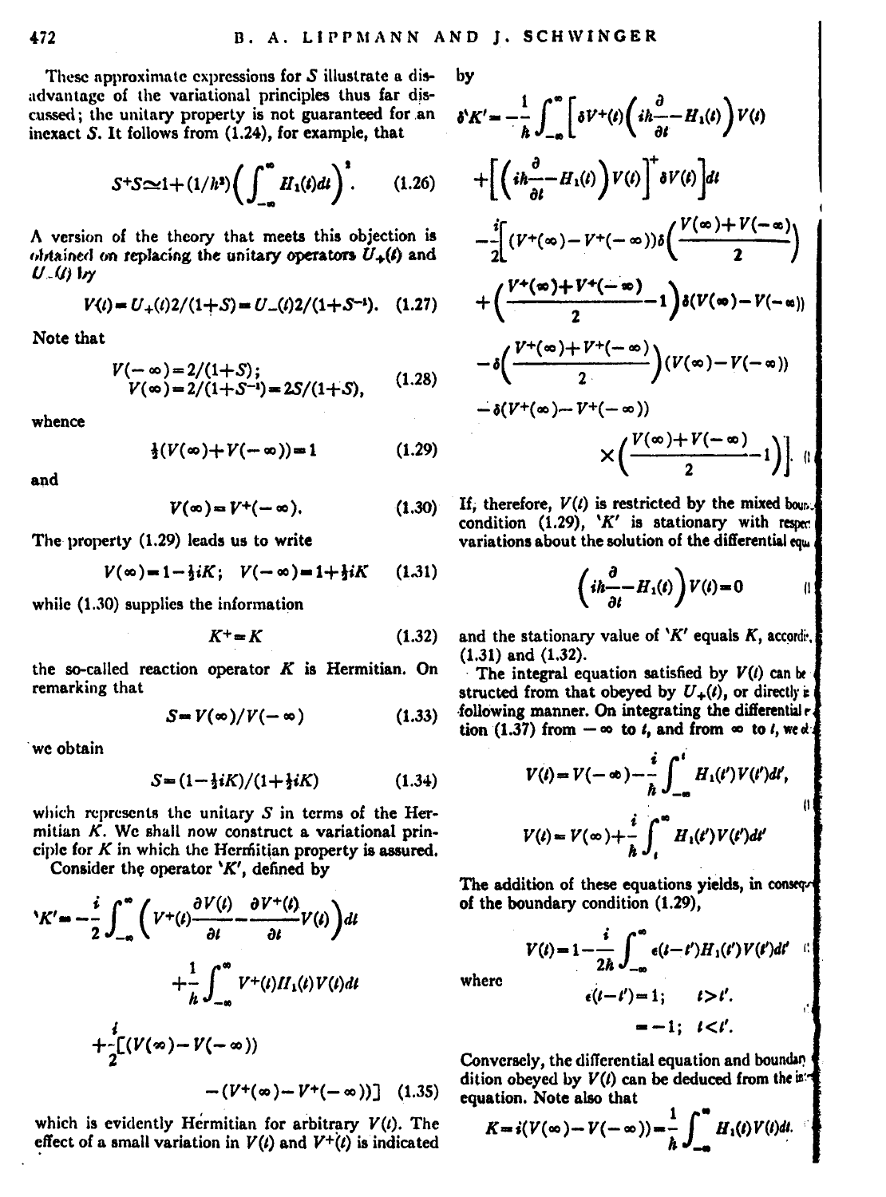These approximate expressions for $S$ illustrate a disadvantage of the variational principles thus far discussed; the unitary property is not guaranteed for an inexact $S$. It follows from (1.24), for example, that

$$S^+S \simeq 1+(1/\hbar^2)\left(\int_{-\infty}^{\infty} H_1(t)dt\right)^2. \tag{1.26}$$

A version of the theory that meets this objection is obtained on replacing the unitary operators $U_+(t)$ and $U_-(t)$ by

$$V(t)=U_+(t)2/(1+S)=U_-(t)2/(1+S^{-1}). \tag{1.27}$$

Note that

$$\begin{aligned} V(-\infty)&=2/(1+S);\\ V(\infty)&=2/(1+S^{-1})=2S/(1+S), \end{aligned} \tag{1.28}$$

whence

$$\tfrac{1}{2}(V(\infty)+V(-\infty))=1 \tag{1.29}$$

and

$$V(\infty)=V^+(-\infty). \tag{1.30}$$

The property (1.29) leads us to write

$$V(\infty)=1-\tfrac{1}{2}iK;\quad V(-\infty)=1+\tfrac{1}{2}iK \tag{1.31}$$

while (1.30) supplies the information

$$K^+=K \tag{1.32}$$

the so-called reaction operator $K$ is Hermitian. On remarking that

$$S=V(\infty)/V(-\infty) \tag{1.33}$$

we obtain

$$S=(1-\tfrac{1}{2}iK)/(1+\tfrac{1}{2}iK) \tag{1.34}$$

which represents the unitary $S$ in terms of the Hermitian $K$. We shall now construct a variational principle for $K$ in which the Hermitian property is assured.

Consider the operator '$K$', defined by

$$\begin{aligned} 'K' = -\frac{i}{2}\int_{-\infty}^{\infty}\left(V^+(t)\frac{\partial V(t)}{\partial t}-\frac{\partial V^+(t)}{\partial t}V(t)\right)dt \\ +\frac{1}{\hbar}\int_{-\infty}^{\infty} V^+(t)H_1(t)V(t)dt \\ +\frac{i}{2}[(V(\infty)-V(-\infty)) \\ -(V^+(\infty)-V^+(-\infty))] \end{aligned} \tag{1.35}$$

which is evidently Hermitian for arbitrary $V(t)$. The effect of a small variation in $V(t)$ and $V^+(t)$ is indicated by

$$\begin{aligned} \delta'K' = -\frac{1}{\hbar}\int_{-\infty}^{\infty}\Big[\delta V^+(t)\left(i\hbar\frac{\partial}{\partial t}-H_1(t)\right)V(t) \\ +\left[\left(i\hbar\frac{\partial}{\partial t}-H_1(t)\right)V(t)\right]^+\delta V(t)\Big]dt \\ -\frac{i}{2}\Big[(V^+(\infty)-V^+(-\infty))\delta\left(\frac{V(\infty)+V(-\infty)}{2}\right) \\ +\left(\frac{V^+(\infty)+V^+(-\infty)}{2}-1\right)\delta(V(\infty)-V(-\infty)) \\ -\delta\left(\frac{V^+(\infty)+V^+(-\infty)}{2}\right)(V(\infty)-V(-\infty)) \\ -\delta(V^+(\infty)-V^+(-\infty)) \\ \times\left(\frac{V(\infty)+V(-\infty)}{2}-1\right)\Big]. \end{aligned} \tag{1.36}$$

If, therefore, $V(t)$ is restricted by the mixed boundary condition (1.29), '$K$' is stationary with respect to variations about the solution of the differential equation

$$\left(i\hbar\frac{\partial}{\partial t}-H_1(t)\right)V(t)=0 \tag{1.37}$$

and the stationary value of '$K$' equals $K$, according to (1.31) and (1.32).

The integral equation satisfied by $V(t)$ can be constructed from that obeyed by $U_+(t)$, or directly in the following manner. On integrating the differential equation (1.37) from $-\infty$ to $t$, and from $\infty$ to $t$, we obtain

$$\begin{aligned} V(t)&=V(-\infty)-\frac{i}{\hbar}\int_{-\infty}^{t} H_1(t')V(t')dt',\\ V(t)&=V(\infty)+\frac{i}{\hbar}\int_{t}^{\infty} H_1(t')V(t')dt' \end{aligned} \tag{1.38}$$

The addition of these equations yields, in consequence of the boundary condition (1.29),

$$V(t)=1-\frac{i}{2\hbar}\int_{-\infty}^{\infty}\epsilon(t-t')H_1(t')V(t')dt' \tag{1.39}$$

where

$$\begin{aligned} \epsilon(t-t')&=1; \quad t>t'.\\ &=-1;\quad t<t'. \end{aligned}$$

Conversely, the differential equation and boundary condition obeyed by $V(t)$ can be deduced from the integral equation. Note also that

$$K=i(V(\infty)-V(-\infty))=\frac{1}{\hbar}\int_{-\infty}^{\infty}H_1(t)V(t)dt.$$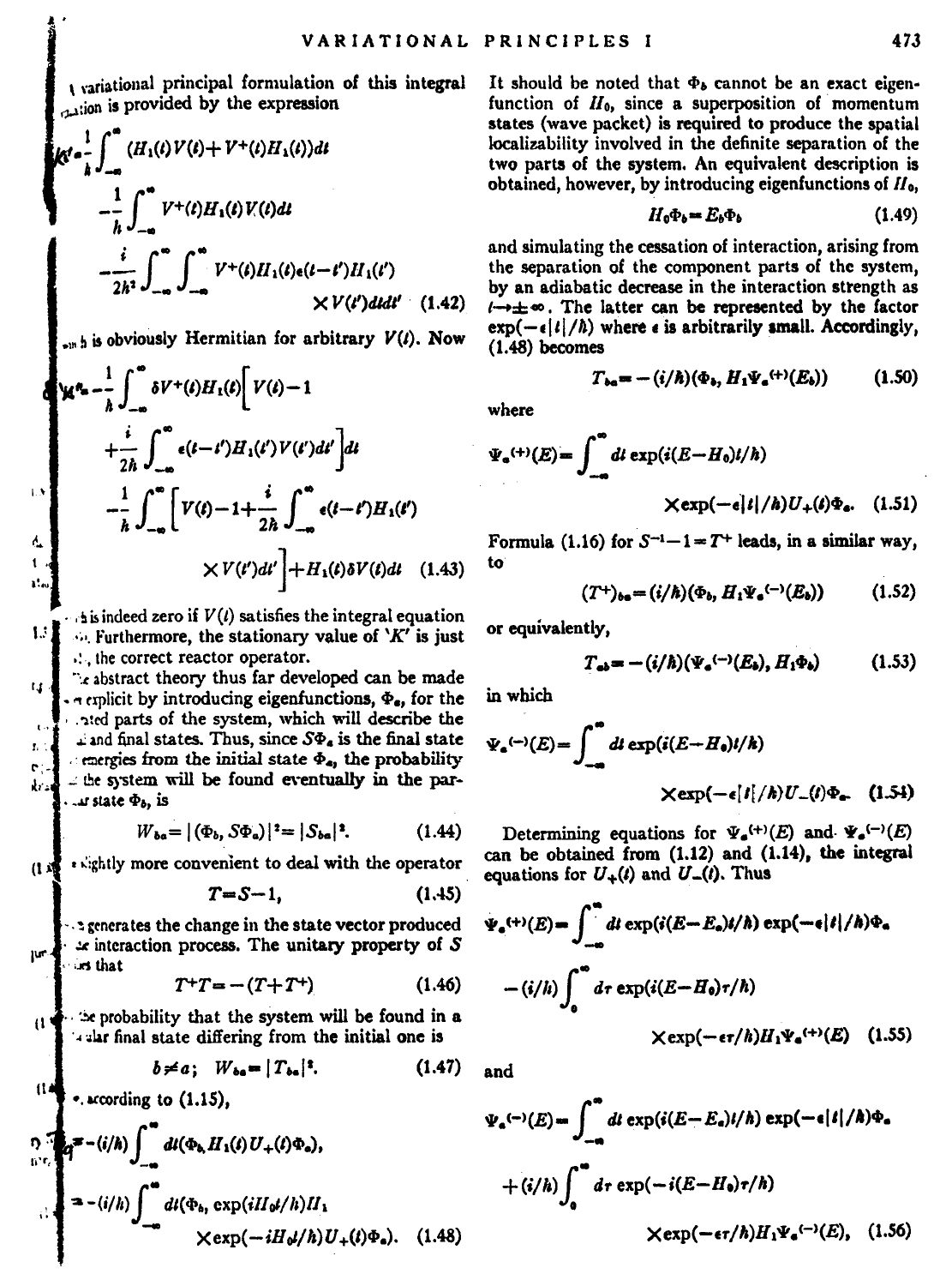variational principal formulation of this integral equation is provided by the expression

$$'K' = \frac{1}{\hbar}\int_{-\infty}^{\infty} (H_1(t)V(t) + V^+(t)H_1(t))dt$$
$$-\frac{1}{\hbar}\int_{-\infty}^{\infty} V^+(t)H_1(t)V(t)dt$$
$$-\frac{i}{2\hbar^2}\int_{-\infty}^{\infty}\int_{-\infty}^{\infty} V^+(t)H_1(t)\epsilon(t-t')H_1(t')\times V(t')dtdt' \quad (1.42)$$

which is obviously Hermitian for arbitrary $V(t)$. Now

$$\delta'K' = -\frac{1}{\hbar}\int_{-\infty}^{\infty} \delta V^+(t)H_1(t)\Big[V(t) - 1 + \frac{i}{2\hbar}\int_{-\infty}^{\infty}\epsilon(t-t')H_1(t')V(t')dt'\Big]dt$$
$$-\frac{1}{\hbar}\int_{-\infty}^{\infty}\Big[V(t) - 1 + \frac{i}{2\hbar}\int_{-\infty}^{\infty}\epsilon(t-t')H_1(t')\times V(t')dt'\Big] + H_1(t)\delta V(t)dt \quad (1.43)$$

which is indeed zero if $V(t)$ satisfies the integral equation (1.41). Furthermore, the stationary value of '$K$' is just $K$, the correct reactor operator.

The abstract theory thus far developed can be made more explicit by introducing eigenfunctions, $\Phi_a$, for the separated parts of the system, which will describe the initial and final states. Thus, since $S\Phi_a$ is the final state that emerges from the initial state $\Phi_a$, the probability that the system will be found eventually in the particular state $\Phi_b$, is

$$W_{ba} = |(\Phi_b, S\Phi_a)|^2 = |S_{ba}|^2. \quad (1.44)$$

It is slightly more convenient to deal with the operator

$$T = S - 1, \quad (1.45)$$

which generates the change in the state vector produced by the interaction process. The unitary property of $S$ implies that

$$T^+T = -(T + T^+) \quad (1.46)$$

The probability that the system will be found in a particular final state differing from the initial one is

$$b \neq a; \quad W_{ba} = |T_{ba}|^2. \quad (1.47)$$

Now, according to (1.15),

$$T_{ba} = -(i/\hbar)\int_{-\infty}^{\infty} dt(\Phi_b, H_1(t)U_+(t)\Phi_a),$$
$$= -(i/\hbar)\int_{-\infty}^{\infty} dt(\Phi_b, \exp(iH_0t/\hbar)H_1\times\exp(-iH_0t/\hbar)U_+(t)\Phi_a). \quad (1.48)$$

It should be noted that $\Phi_b$ cannot be an exact eigenfunction of $H_0$, since a superposition of momentum states (wave packet) is required to produce the spatial localizability involved in the definite separation of the two parts of the system. An equivalent description is obtained, however, by introducing eigenfunctions of $H_0$,

$$H_0\Phi_b = E_b\Phi_b \quad (1.49)$$

and simulating the cessation of interaction, arising from the separation of the component parts of the system, by an adiabatic decrease in the interaction strength as $t\rightarrow\pm\infty$. The latter can be represented by the factor $\exp(-\epsilon|t|/\hbar)$ where $\epsilon$ is arbitrarily small. Accordingly, (1.48) becomes

$$T_{ba} = -(i/\hbar)(\Phi_b, H_1\Psi_a^{(+)}(E_b)) \quad (1.50)$$

where

$$\Psi_a^{(+)}(E) = \int_{-\infty}^{\infty} dt\exp(i(E-H_0)t/\hbar)\times\exp(-\epsilon|t|/\hbar)U_+(t)\Phi_a. \quad (1.51)$$

Formula (1.16) for $S^{-1} - 1 = T^+$ leads, in a similar way, to

$$(T^+)_{ba} = (i/\hbar)(\Phi_b, H_1\Psi_a^{(-)}(E_b)) \quad (1.52)$$

or equivalently,

$$T_{ab} = -(i/\hbar)(\Psi_a^{(-)}(E_b), H_1\Phi_b) \quad (1.53)$$

in which

$$\Psi_a^{(-)}(E) = \int_{-\infty}^{\infty} dt\exp(i(E-H_0)t/\hbar)\times\exp(-\epsilon|t|/\hbar)U_-(t)\Phi_a. \quad (1.54)$$

Determining equations for $\Psi_a^{(+)}(E)$ and $\Psi_a^{(-)}(E)$ can be obtained from (1.12) and (1.14), the integral equations for $U_+(t)$ and $U_-(t)$. Thus

$$\Psi_a^{(+)}(E) = \int_{-\infty}^{\infty} dt\exp(i(E-E_a)t/\hbar)\exp(-\epsilon|t|/\hbar)\Phi_a$$
$$-(i/\hbar)\int_0^{\infty} d\tau\exp(i(E-H_0)\tau/\hbar)\times\exp(-\epsilon\tau/\hbar)H_1\Psi_a^{(+)}(E) \quad (1.55)$$

and

$$\Psi_a^{(-)}(E) = \int_{-\infty}^{\infty} dt\exp(i(E-E_a)t/\hbar)\exp(-\epsilon|t|/\hbar)\Phi_a$$
$$+(i/\hbar)\int_0^{\infty} d\tau\exp(-i(E-H_0)\tau/\hbar)\times\exp(-\epsilon\tau/\hbar)H_1\Psi_a^{(-)}(E), \quad (1.56)$$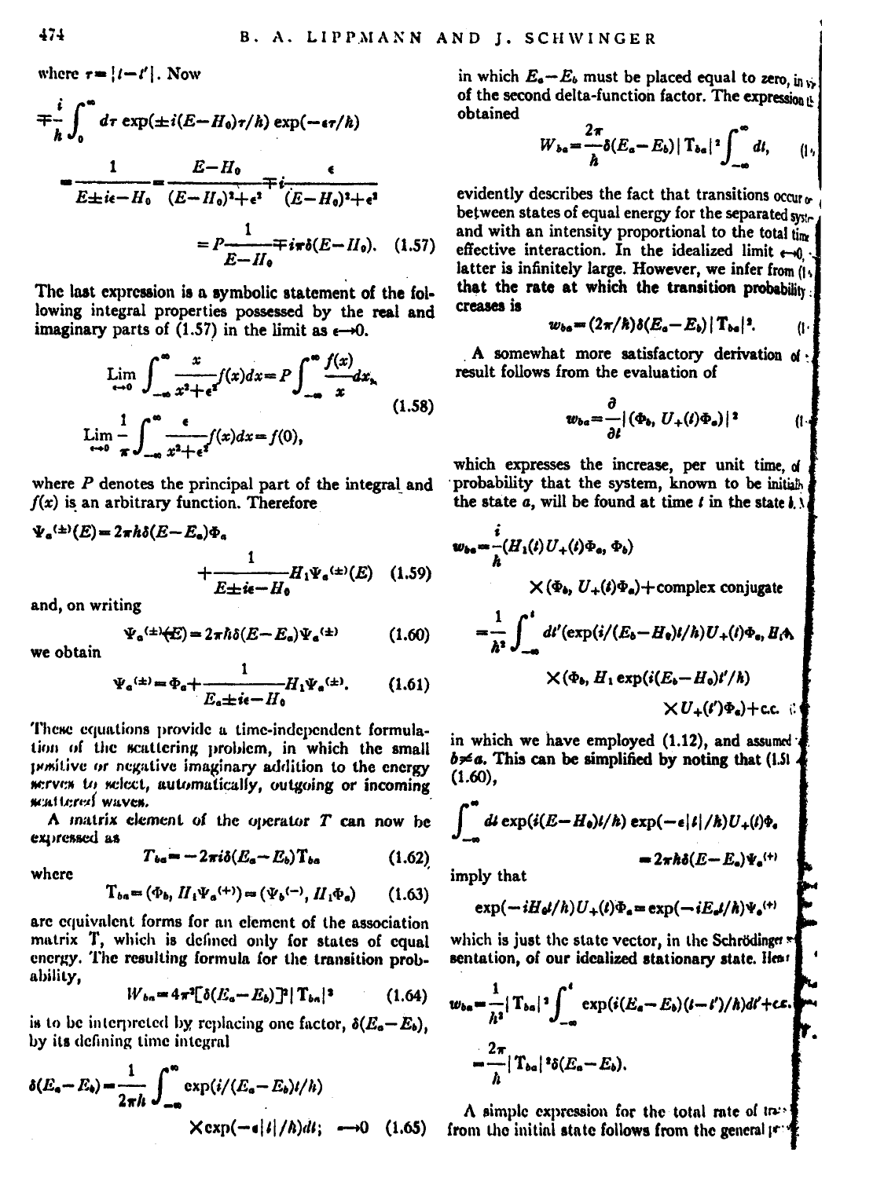where $\tau = |t-t'|$. Now

$$\mp\frac{i}{\hbar}\int_0^\infty d\tau \exp(\pm i(E-H_0)\tau/\hbar)\exp(-\epsilon\tau/\hbar)$$

$$=\frac{1}{E\pm i\epsilon - H_0}=\frac{E-H_0}{(E-H_0)^2+\epsilon^2}\mp i\frac{\epsilon}{(E-H_0)^2+\epsilon^2}$$

$$=P\frac{1}{E-H_0}\mp i\pi\delta(E-H_0). \quad (1.57)$$

The last expression is a symbolic statement of the following integral properties possessed by the real and imaginary parts of (1.57) in the limit as $\epsilon\to 0$.

$$\lim_{\epsilon\to 0}\int_{-\infty}^{\infty}\frac{x}{x^2+\epsilon^2}f(x)dx = P\int_{-\infty}^{\infty}\frac{f(x)}{x}dx,$$

$$\lim_{\epsilon\to 0}\frac{1}{\pi}\int_{-\infty}^{\infty}\frac{\epsilon}{x^2+\epsilon^2}f(x)dx = f(0), \quad (1.58)$$

where $P$ denotes the principal part of the integral and $f(x)$ is an arbitrary function. Therefore

$$\Psi_a^{(\pm)}(E) = 2\pi\hbar\delta(E-E_a)\Phi_a + \frac{1}{E\pm i\epsilon - H_0}H_1\Psi_a^{(\pm)}(E) \quad (1.59)$$

and, on writing

$$\Psi_a^{(\pm)}(E) = 2\pi\hbar\delta(E-E_a)\Psi_a^{(\pm)} \quad (1.60)$$

we obtain

$$\Psi_a^{(\pm)} = \Phi_a + \frac{1}{E_a\pm i\epsilon - H_0}H_1\Psi_a^{(\pm)}. \quad (1.61)$$

These equations provide a time-independent formulation of the scattering problem, in which the small positive or negative imaginary addition to the energy serves to select, automatically, outgoing or incoming scattered waves.

A matrix element of the operator $T$ can now be expressed as

$$T_{ba} = -2\pi i\delta(E_a-E_b)\mathrm{T}_{ba} \quad (1.62)$$

where

$$\mathrm{T}_{ba} = (\Phi_b, H_1\Psi_a^{(+)}) = (\Psi_b^{(-)}, H_1\Phi_a) \quad (1.63)$$

are equivalent forms for an element of the association matrix $\mathrm{T}$, which is defined only for states of equal energy. The resulting formula for the transition probability,

$$W_{ba} = 4\pi^2[\delta(E_a-E_b)]^2|\mathrm{T}_{ba}|^2 \quad (1.64)$$

is to be interpreted by replacing one factor, $\delta(E_a-E_b)$, by its defining time integral

$$\delta(E_a-E_b) = \frac{1}{2\pi\hbar}\int_{-\infty}^{\infty}\exp(i/(E_a-E_b)t/\hbar)\times\exp(-\epsilon|t|/\hbar)dt;\quad \epsilon\to 0 \quad (1.65)$$

in which $E_a-E_b$ must be placed equal to zero, in view of the second delta-function factor. The expression thus obtained

$$W_{ba} = \frac{2\pi}{\hbar}\delta(E_a-E_b)|\mathrm{T}_{ba}|^2\int_{-\infty}^{\infty}dt, \quad (1.66)$$

evidently describes the fact that transitions occur only between states of equal energy for the separated systems and with an intensity proportional to the total time of effective interaction. In the idealized limit $\epsilon\to 0$, the latter is infinitely large. However, we infer from (1.66) that the rate at which the transition probability increases is

$$w_{ba} = (2\pi/\hbar)\delta(E_a-E_b)|\mathrm{T}_{ba}|^2. \quad (1.67)$$

A somewhat more satisfactory derivation of this result follows from the evaluation of

$$w_{ba} = \frac{\partial}{\partial t}|(\Phi_b, U_+(t)\Phi_a)|^2 \quad (1.68)$$

which expresses the increase, per unit time, of the probability that the system, known to be initially in the state $a$, will be found at time $t$ in the state $b$. Now

$$w_{ba} = \frac{i}{\hbar}(H_1(t)U_+(t)\Phi_a, \Phi_b)\times(\Phi_b, U_+(t)\Phi_a) + \text{complex conjugate}$$

$$= \frac{1}{\hbar^2}\int_{-\infty}^{t}dt'(\exp(i/(E_b-H_0)t/\hbar)U_+(t)\Phi_a, H_1\Phi_b)\times(\Phi_b, H_1\exp(i(E_b-H_0)t'/\hbar)\times U_+(t')\Phi_a) + \text{c.c.}$$

in which we have employed (1.12), and assumed $b\neq a$. This can be simplified by noting that (1.59) and (1.60),

$$\int_{-\infty}^{\infty}dt\exp(i(E-H_0)t/\hbar)\exp(-\epsilon|t|/\hbar)U_+(t)\Phi_a = 2\pi\hbar\delta(E-E_a)\Psi_a^{(+)}$$

imply that

$$\exp(-iH_0t/\hbar)U_+(t)\Phi_a = \exp(-iE_at/\hbar)\Psi_a^{(+)}$$

which is just the state vector, in the Schrödinger representation, of our idealized stationary state. Hence

$$w_{ba} = \frac{1}{\hbar^2}|\mathrm{T}_{ba}|^2\int_{-\infty}^{t}\exp(i(E_a-E_b)(t-t')/\hbar)dt' + \text{c.c.}$$

$$= \frac{2\pi}{\hbar}|\mathrm{T}_{ba}|^2\delta(E_a-E_b).$$

A simple expression for the total rate of transitions from the initial state follows from the general pr-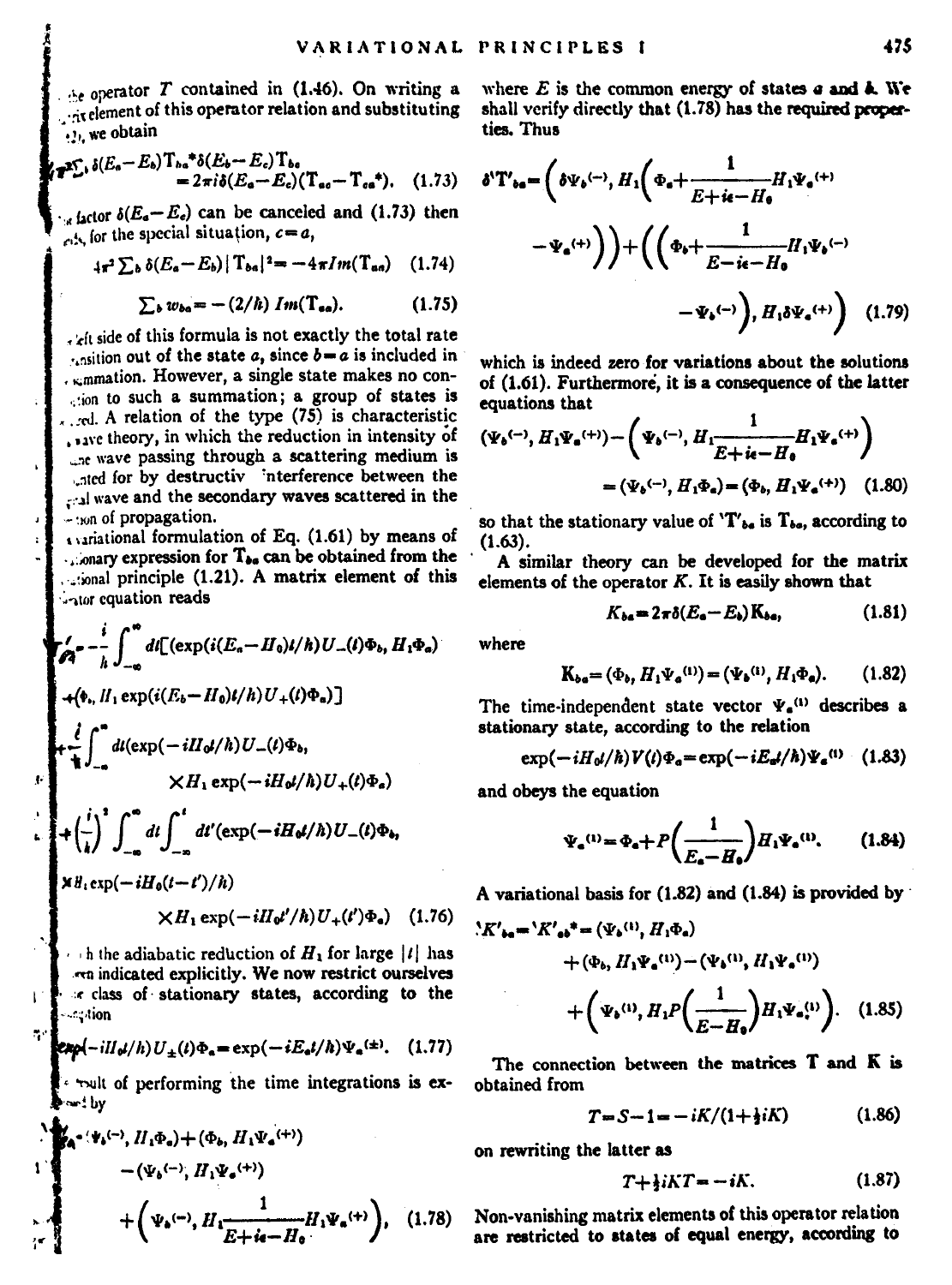the operator $T$ contained in (1.46). On writing a matrix element of this operator relation and substituting (1.57), we obtain

$$4\pi^2\sum_b \delta(E_a-E_b)\mathrm{T}_{ba}{}^*\delta(E_b-E_c)\mathrm{T}_{bc} = 2\pi i\delta(E_a-E_c)(\mathrm{T}_{ac}-\mathrm{T}_{ca}{}^*). \quad (1.73)$$

The factor $\delta(E_a-E_c)$ can be canceled and (1.73) then yields, for the special situation, $c=a$,

$$4\pi^2\sum_b \delta(E_a-E_b)|\mathrm{T}_{ba}|^2 = -4\pi Im(\mathrm{T}_{aa}) \quad (1.74)$$

$$\sum_b w_{ba} = -(2/\hbar)\, Im(\mathrm{T}_{aa}). \quad (1.75)$$

The left side of this formula is not exactly the total rate of transition out of the state $a$, since $b=a$ is included in the summation. However, a single state makes no contribution to such a summation; a group of states is required. A relation of the type (75) is characteristic of wave theory, in which the reduction in intensity of the wave passing through a scattering medium is accounted for by destructive interference between the original wave and the secondary waves scattered in the direction of propagation.

A variational formulation of Eq. (1.61) by means of a stationary expression for $\mathrm{T}_{ba}$ can be obtained from the variational principle (1.21). A matrix element of this operator equation reads

$$\begin{aligned}
{}'T'_{ba} = -\frac{i}{\hbar}\int_{-\infty}^{\infty} dt\big[&(\exp(i(E_a-H_0)t/\hbar)U_-(t)\Phi_b, H_1\Phi_a)\\
&+(\Phi_b, H_1\exp(i(E_b-H_0)t/\hbar)U_+(t)\Phi_a)\big]\\
+\frac{i}{\hbar}\int_{-\infty}^{\infty} dt(&\exp(-iH_0t/\hbar)U_-(t)\Phi_b,\\
&\times H_1\exp(-iH_0t/\hbar)U_+(t)\Phi_a)\\
+\left(\frac{i}{\hbar}\right)^2\int_{-\infty}^{\infty} dt\int_{-\infty}^{t} dt'(&\exp(-iH_0t/\hbar)U_-(t)\Phi_b,\\
\times H_1\exp(-iH_0(t-t')/\hbar)&\\
&\times H_1\exp(-iH_0t'/\hbar)U_+(t')\Phi_a)
\end{aligned} \quad (1.76)$$

in which the adiabatic reduction of $H_1$ for large $|t|$ has not been indicated explicitly. We now restrict ourselves to the class of stationary states, according to the equation

$$\exp(-iH_0t/\hbar)U_\pm(t)\Phi_a = \exp(-iE_at/\hbar)\Psi_a{}^{(\pm)}. \quad (1.77)$$

The result of performing the time integrations is expressed by

$$\begin{aligned}
{}'\mathrm{T}'_{ba} = {}&(\Psi_b{}^{(-)}, H_1\Phi_a)+(\Phi_b, H_1\Psi_a{}^{(+)})\\
&-(\Psi_b{}^{(-)}, H_1\Psi_a{}^{(+)})\\
&+\left(\Psi_b{}^{(-)}, H_1\frac{1}{E+i\epsilon-H_0}H_1\Psi_a{}^{(+)}\right),
\end{aligned} \quad (1.78)$$

where $E$ is the common energy of states $a$ and $b$. We shall verify directly that (1.78) has the required properties. Thus

$$\begin{aligned}
\delta'\mathrm{T}'_{ba} = {}&\left(\delta\Psi_b{}^{(-)}, H_1\left(\Phi_a+\frac{1}{E+i\epsilon-H_0}H_1\Psi_a{}^{(+)}-\Psi_a{}^{(+)}\right)\right)\\
&+\left(\left(\Phi_b+\frac{1}{E-i\epsilon-H_0}H_1\Psi_b{}^{(-)}-\Psi_b{}^{(-)}\right), H_1\delta\Psi_a{}^{(+)}\right)
\end{aligned} \quad (1.79)$$

which is indeed zero for variations about the solutions of (1.61). Furthermore, it is a consequence of the latter equations that

$$\begin{aligned}
(\Psi_b{}^{(-)}, H_1\Psi_a{}^{(+)})-\left(\Psi_b{}^{(-)}, H_1\frac{1}{E+i\epsilon-H_0}H_1\Psi_a{}^{(+)}\right)\\
=(\Psi_b{}^{(-)}, H_1\Phi_a)=(\Phi_b, H_1\Psi_a{}^{(+)})
\end{aligned} \quad (1.80)$$

so that the stationary value of ${}'\mathrm{T}'_{ba}$ is $\mathrm{T}_{ba}$, according to (1.63).

A similar theory can be developed for the matrix elements of the operator $K$. It is easily shown that

$$K_{ba} = 2\pi\delta(E_a-E_b)\mathrm{K}_{ba}, \quad (1.81)$$

where

$$\mathrm{K}_{ba} = (\Phi_b, H_1\Psi_a{}^{(1)}) = (\Psi_b{}^{(1)}, H_1\Phi_a). \quad (1.82)$$

The time-independent state vector $\Psi_a{}^{(1)}$ describes a stationary state, according to the relation

$$\exp(-iH_0t/\hbar)V(t)\Phi_a = \exp(-iE_at/\hbar)\Psi_a{}^{(1)} \quad (1.83)$$

and obeys the equation

$$\Psi_a{}^{(1)} = \Phi_a + P\left(\frac{1}{E_a-H_0}\right)H_1\Psi_a{}^{(1)}. \quad (1.84)$$

A variational basis for (1.82) and (1.84) is provided by

$$\begin{aligned}
{}'K'_{ba} = {}'K'_{ab}{}^* = {}&(\Psi_b{}^{(1)}, H_1\Phi_a)\\
&+(\Phi_b, H_1\Psi_a{}^{(1)})-(\Psi_b{}^{(1)}, H_1\Psi_a{}^{(1)})\\
&+\left(\Psi_b{}^{(1)}, H_1P\left(\frac{1}{E-H_0}\right)H_1\Psi_a{}^{(1)}\right).
\end{aligned} \quad (1.85)$$

The connection between the matrices $\mathrm{T}$ and $\mathrm{K}$ is obtained from

$$T = S-1 = -iK/(1+\tfrac{1}{2}iK) \quad (1.86)$$

on rewriting the latter as

$$T+\tfrac{1}{2}iKT = -iK. \quad (1.87)$$

Non-vanishing matrix elements of this operator relation are restricted to states of equal energy, according to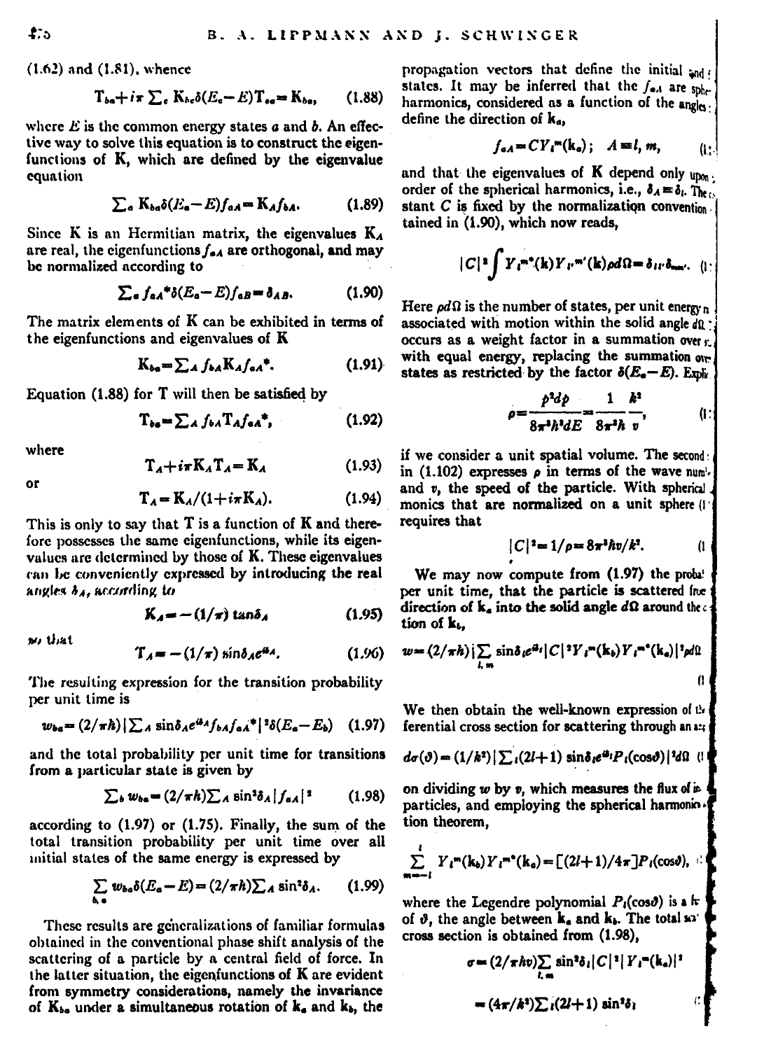(1.62) and (1.81), whence

$$\mathrm{T}_{ba}+i\pi\sum_c \mathrm{K}_{bc}\delta(E_c-E)\mathrm{T}_{ca}=\mathrm{K}_{ba}, \quad (1.88)$$

where $E$ is the common energy states $a$ and $b$. An effective way to solve this equation is to construct the eigenfunctions of K, which are defined by the eigenvalue equation

$$\sum_a \mathrm{K}_{ba}\delta(E_a-E)f_{aA}=\mathrm{K}_A f_{bA}. \quad (1.89)$$

Since K is an Hermitian matrix, the eigenvalues $\mathrm{K}_A$ are real, the eigenfunctions $f_{aA}$ are orthogonal, and may be normalized according to

$$\sum_a f_{aA}{}^*\delta(E_a-E)f_{aB}=\delta_{AB}. \quad (1.90)$$

The matrix elements of K can be exhibited in terms of the eigenfunctions and eigenvalues of K

$$\mathrm{K}_{ba}=\sum_A f_{bA}\mathrm{K}_A f_{aA}{}^*. \quad (1.91)$$

Equation (1.88) for T will then be satisfied by

$$\mathrm{T}_{ba}=\sum_A f_{bA}\mathrm{T}_A f_{aA}{}^*, \quad (1.92)$$

where

$$\mathrm{T}_A+i\pi\mathrm{K}_A\mathrm{T}_A=\mathrm{K}_A \quad (1.93)$$

or

$$\mathrm{T}_A=\mathrm{K}_A/(1+i\pi\mathrm{K}_A). \quad (1.94)$$

This is only to say that T is a function of K and therefore possesses the same eigenfunctions, while its eigenvalues are determined by those of K. These eigenvalues can be conveniently expressed by introducing the real angles $\delta_A$, according to

$$\mathrm{K}_A=-(1/\pi)\tan\delta_A \quad (1.95)$$

so that

$$\mathrm{T}_A=-(1/\pi)\sin\delta_A e^{i\delta_A}. \quad (1.96)$$

The resulting expression for the transition probability per unit time is

$$w_{ba}=(2/\pi\hbar)|\sum_A \sin\delta_A e^{i\delta_A}f_{bA}f_{aA}{}^*|^2\delta(E_a-E_b) \quad (1.97)$$

and the total probability per unit time for transitions from a particular state is given by

$$\sum_b w_{ba}=(2/\pi\hbar)\sum_A \sin^2\delta_A|f_{aA}|^2 \quad (1.98)$$

according to (1.97) or (1.75). Finally, the sum of the total transition probability per unit time over all initial states of the same energy is expressed by

$$\sum_{b,a} w_{ba}\delta(E_a-E)=(2/\pi\hbar)\sum_A \sin^2\delta_A. \quad (1.99)$$

These results are generalizations of familiar formulas obtained in the conventional phase shift analysis of the scattering of a particle by a central field of force. In the latter situation, the eigenfunctions of K are evident from symmetry considerations, namely the invariance of $\mathrm{K}_{ba}$ under a simultaneous rotation of $\mathbf{k}_a$ and $\mathbf{k}_b$, the propagation vectors that define the initial and final states. It may be inferred that the $f_{aA}$ are spherical harmonics, considered as a function of the angles that define the direction of $\mathbf{k}_a$,

$$f_{aA}=CY_l{}^m(\mathbf{k}_a);\quad A\equiv l,m, \quad (1.100)$$

and that the eigenvalues of K depend only upon the order of the spherical harmonics, i.e., $\delta_A\equiv\delta_l$. The constant $C$ is fixed by the normalization convention contained in (1.90), which now reads,

$$|C|^2\int Y_l{}^{m*}(\mathbf{k})Y_{l'}{}^{m'}(\mathbf{k})\rho d\Omega=\delta_{ll'}\delta_{mm'}. \quad (1.101)$$

Here $\rho d\Omega$ is the number of states, per unit energy range, associated with motion within the solid angle $d\Omega$; it occurs as a weight factor in a summation over states with equal energy, replacing the summation over states as restricted by the factor $\delta(E_a-E)$. Explicitly

$$\rho=\frac{p^2dp}{8\pi^3\hbar^3dE}=\frac{1}{8\pi^3\hbar}\frac{k^2}{v}, \quad (1.102)$$

if we consider a unit spatial volume. The second form in (1.102) expresses $\rho$ in terms of the wave number and $v$, the speed of the particle. With spherical harmonics that are normalized on a unit sphere (1.101) requires that

$$|C|^2=1/\rho=8\pi^3\hbar v/k^2. \quad (1.103)$$

We may now compute from (1.97) the probability, per unit time, that the particle is scattered from the direction of $\mathbf{k}_a$ into the solid angle $d\Omega$ around the direction of $\mathbf{k}_b$,

$$w=(2/\pi\hbar)|\sum_{l,m}\sin\delta_l e^{i\delta_l}|C|^2Y_l{}^m(\mathbf{k}_b)Y_l{}^{m*}(\mathbf{k}_a)|^2\rho d\Omega \quad (1.104)$$

We then obtain the well-known expression of the differential cross section for scattering through an angle $\vartheta$,

$$d\sigma(\vartheta)=(1/k^2)|\sum_l(2l+1)\sin\delta_l e^{i\delta_l}P_l(\cos\vartheta)|^2d\Omega \quad (1.105)$$

on dividing $w$ by $v$, which measures the flux of incident particles, and employing the spherical harmonic addition theorem,

$$\sum_{m=-l}^{l}Y_l{}^m(\mathbf{k}_b)Y_l{}^{m*}(\mathbf{k}_a)=[(2l+1)/4\pi]P_l(\cos\vartheta), \quad (1.106)$$

where the Legendre polynomial $P_l(\cos\vartheta)$ is a function of $\vartheta$, the angle between $\mathbf{k}_a$ and $\mathbf{k}_b$. The total scattering cross section is obtained from (1.98),

$$\begin{aligned}\sigma&=(2/\pi\hbar v)\sum_{l,m}\sin^2\delta_l|C|^2|Y_l{}^m(\mathbf{k}_a)|^2\\&=(4\pi/k^2)\sum_l(2l+1)\sin^2\delta_l\end{aligned} \quad (1.107)$$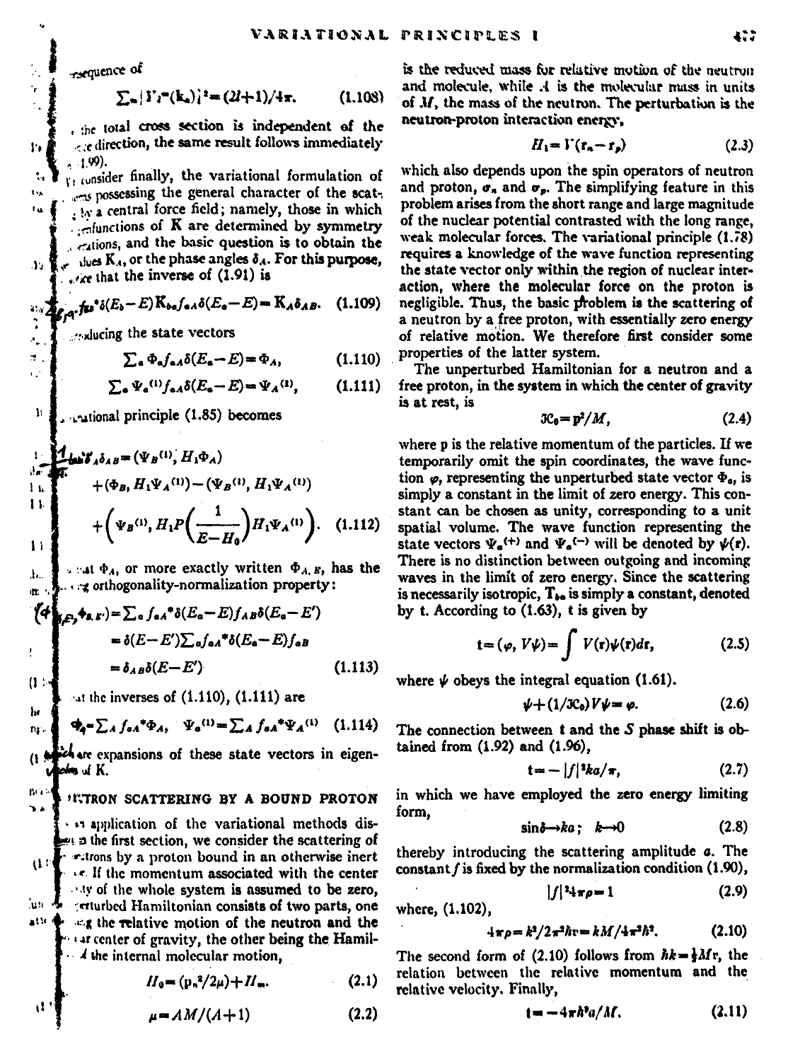consequence of

$$\sum_{m} |Y_l^m(\mathbf{k}_a)|^2 = (2l+1)/4\pi. \qquad (1.108)$$

the total cross section is independent of the ...e direction, the same result follows immediately ...1.99).

We consider finally, the variational formulation of ...ms possessing the general character of the scat... by a central force field; namely, those in which ...nfunctions of $\mathbf{K}$ are determined by symmetry ...ations, and the basic question is to obtain the ...lues $K_A$, or the phase angles $\delta_A$. For this purpose, ...ice that the inverse of (1.91) is

$$\int f_{bA}{}^*\delta(E_b - E)\mathbf{K}_{ba}f_{aA}\delta(E_a - E) = K_A\delta_{AB}. \qquad (1.109)$$

...ducing the state vectors

$$\sum_a \Phi_a f_{aA}\delta(E_a - E) = \Phi_A, \qquad (1.110)$$

$$\sum_a \Psi_a{}^{(1)} f_{aA}\delta(E_a - E) = \Psi_A{}^{(1)}, \qquad (1.111)$$

...ational principle (1.85) becomes

$$\begin{aligned} -\tfrac{1}{\pi}\tan\delta_A\delta_{AB} = (\Psi_B{}^{(1)}, H_1\Phi_A) &+ (\Phi_B, H_1\Psi_A{}^{(1)}) - (\Psi_B{}^{(1)}, H_1\Psi_A{}^{(1)}) \\ &+ \left(\Psi_B{}^{(1)}, H_1 P\left(\frac{1}{E - H_0}\right)H_1\Psi_A{}^{(1)}\right). \qquad (1.112) \end{aligned}$$

...at $\Phi_A$, or more exactly written $\Phi_{A,E}$, has the ...g orthogonality-normalization property:

$$\begin{aligned} (\Phi_{A,E}, \Phi_{B,E'}) &= \sum_a f_{aA}{}^*\delta(E_a - E)f_{aB}\delta(E_a - E') \\ &= \delta(E - E')\sum_a f_{aA}{}^*\delta(E_a - E)f_{aB} \\ &= \delta_{AB}\delta(E - E') \qquad (1.113) \end{aligned}$$

...at the inverses of (1.110), (1.111) are

$$\Phi_a = \sum_A f_{aA}{}^*\Phi_A, \quad \Psi_a{}^{(1)} = \sum_A f_{aA}{}^*\Psi_A{}^{(1)} \qquad (1.114)$$

which are expansions of these state vectors in eigenvectors of $\mathbf{K}$.

## ...UTRON SCATTERING BY A BOUND PROTON

...an application of the variational methods dis... in the first section, we consider the scattering of ...trons by a proton bound in an otherwise inert ...e. If the momentum associated with the center ...ity of the whole system is assumed to be zero, ...rturbed Hamiltonian consists of two parts, one ...ng the relative motion of the neutron and the ...ar center of gravity, the other being the Hamil... the internal molecular motion,

$$H_0 = (\mathbf{p}_n{}^2/2\mu) + H_m. \qquad (2.1)$$

$$\mu = AM/(A+1) \qquad (2.2)$$

is the reduced mass for relative motion of the neutron and molecule, while $A$ is the molecular mass in units of $M$, the mass of the neutron. The perturbation is the neutron-proton interaction energy,

$$H_1 = V(\mathbf{r}_n - \mathbf{r}_p) \qquad (2.3)$$

which also depends upon the spin operators of neutron and proton, $\sigma_n$ and $\sigma_p$. The simplifying feature in this problem arises from the short range and large magnitude of the nuclear potential contrasted with the long range, weak molecular forces. The variational principle (1.78) requires a knowledge of the wave function representing the state vector only within the region of nuclear interaction, where the molecular force on the proton is negligible. Thus, the basic problem is the scattering of a neutron by a free proton, with essentially zero energy of relative motion. We therefore first consider some properties of the latter system.

The unperturbed Hamiltonian for a neutron and a free proton, in the system in which the center of gravity is at rest, is

$$\mathcal{H}_0 = \mathbf{p}^2/M, \qquad (2.4)$$

where $\mathbf{p}$ is the relative momentum of the particles. If we temporarily omit the spin coordinates, the wave function $\varphi$, representing the unperturbed state vector $\Phi_a$, is simply a constant in the limit of zero energy. This constant can be chosen as unity, corresponding to a unit spatial volume. The wave function representing the state vectors $\Psi_a{}^{(+)}$ and $\Psi_a{}^{(-)}$ will be denoted by $\psi(\mathbf{r})$. There is no distinction between outgoing and incoming waves in the limit of zero energy. Since the scattering is necessarily isotropic, $\mathbf{T}_{ba}$ is simply a constant, denoted by $\mathbf{t}$. According to (1.63), $\mathbf{t}$ is given by

$$\mathbf{t} = (\varphi, V\psi) = \int V(\mathbf{r})\psi(\mathbf{r})d\mathbf{r}, \qquad (2.5)$$

where $\psi$ obeys the integral equation (1.61).

$$\psi + (1/\mathcal{H}_0)V\psi = \varphi. \qquad (2.6)$$

The connection between $\mathbf{t}$ and the $S$ phase shift is obtained from (1.92) and (1.96),

$$\mathbf{t} = -|f|^2 ka/\pi, \qquad (2.7)$$

in which we have employed the zero energy limiting form,

$$\sin\delta \to ka; \quad k \to 0 \qquad (2.8)$$

thereby introducing the scattering amplitude $a$. The constant $f$ is fixed by the normalization condition (1.90),

$$|f|^2 4\pi\rho = 1 \qquad (2.9)$$

where, (1.102),

$$4\pi\rho = k^2/2\pi^2\hbar v = kM/4\pi^2\hbar^2. \qquad (2.10)$$

The second form of (2.10) follows from $\hbar k = \frac{1}{2}Mv$, the relation between the relative momentum and the relative velocity. Finally,

$$\mathbf{t} = -4\pi\hbar^2 a/M. \qquad (2.11)$$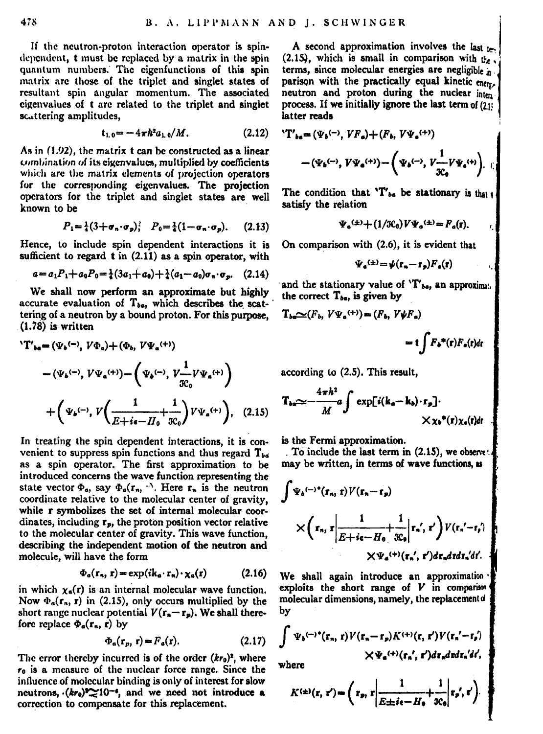If the neutron-proton interaction operator is spin-dependent, $\mathbf{t}$ must be replaced by a matrix in the spin quantum numbers. The eigenfunctions of this spin matrix are those of the triplet and singlet states of resultant spin angular momentum. The associated eigenvalues of $\mathbf{t}$ are related to the triplet and singlet scattering amplitudes,

$$\mathbf{t}_{1,0} = -4\pi\hbar^2 a_{1,0}/M. \tag{2.12}$$

As in (1.92), the matrix $\mathbf{t}$ can be constructed as a linear combination of its eigenvalues, multiplied by coefficients which are the matrix elements of projection operators for the corresponding eigenvalues. The projection operators for the triplet and singlet states are well known to be

$$P_1 = \tfrac{1}{4}(3+\sigma_n\cdot\sigma_p);\quad P_0 = \tfrac{1}{4}(1-\sigma_n\cdot\sigma_p). \tag{2.13}$$

Hence, to include spin dependent interactions it is sufficient to regard $\mathbf{t}$ in (2.11) as a spin operator, with

$$a = a_1P_1 + a_0P_0 = \tfrac{1}{4}(3a_1+a_0) + \tfrac{1}{4}(a_1-a_0)\sigma_n\cdot\sigma_p. \tag{2.14}$$

We shall now perform an approximate but highly accurate evaluation of $T_{ba}$, which describes the scattering of a neutron by a bound proton. For this purpose, (1.78) is written

$$'T'_{ba} = (\Psi_b^{(-)}, V\Phi_a) + (\Phi_b, V\Psi_a^{(+)}) - (\Psi_b^{(-)}, V\Psi_a^{(+)}) - \left(\Psi_b^{(-)}, V\frac{1}{\mathcal{H}_0}V\Psi_a^{(+)}\right) + \left(\Psi_b^{(-)}, V\left(\frac{1}{E+i\epsilon-H_0}+\frac{1}{\mathcal{H}_0}\right)V\Psi_a^{(+)}\right). \tag{2.15}$$

In treating the spin dependent interactions, it is convenient to suppress spin functions and thus regard $T_{ba}$ as a spin operator. The first approximation to be introduced concerns the wave function representing the state vector $\Phi_a$, say $\Phi_a(\mathbf{r}_n, \mathbf{r})$. Here $\mathbf{r}_n$ is the neutron coordinate relative to the molecular center of gravity, while $\mathbf{r}$ symbolizes the set of internal molecular coordinates, including $\mathbf{r}_p$, the proton position vector relative to the molecular center of gravity. This wave function, describing the independent motion of the neutron and molecule, will have the form

$$\Phi_a(\mathbf{r}_n, \mathbf{r}) = \exp(i\mathbf{k}_a\cdot\mathbf{r}_n)\cdot\chi_a(\mathbf{r}) \tag{2.16}$$

in which $\chi_a(\mathbf{r})$ is an internal molecular wave function. Now $\Phi_a(\mathbf{r}_n, \mathbf{r})$ in (2.15), only occurs multiplied by the short range nuclear potential $V(\mathbf{r}_n-\mathbf{r}_p)$. We shall therefore replace $\Phi_a(\mathbf{r}_n, \mathbf{r})$ by

$$\Phi_a(\mathbf{r}_p, \mathbf{r}) = F_a(\mathbf{r}). \tag{2.17}$$

The error thereby incurred is of the order $(kr_0)^2$, where $r_0$ is a measure of the nuclear force range. Since the influence of molecular binding is only of interest for slow neutrons, $(kr_0)^2 \lesssim 10^{-6}$, and we need not introduce a correction to compensate for this replacement.

A second approximation involves the last term of (2.15), which is small in comparison with the other terms, since molecular energies are negligible in comparison with the practically equal kinetic energy of neutron and proton during the nuclear interaction process. If we initially ignore the last term of (2.15), the latter reads

$$'T'_{ba} = (\Psi_b^{(-)}, VF_a) + (F_b, V\Psi_a^{(+)}) - (\Psi_b^{(-)}, V\Psi_a^{(+)}) - \left(\Psi_b^{(-)}, V\frac{1}{\mathcal{H}_0}V\Psi_a^{(+)}\right).$$

The condition that $'T'_{ba}$ be stationary is that $\Psi$ satisfy the relation

$$\Psi_a^{(\pm)} + (1/\mathcal{H}_0)V\Psi_a^{(\pm)} = F_a(\mathbf{r}).$$

On comparison with (2.6), it is evident that

$$\Psi_a^{(\pm)} = \psi(\mathbf{r}_n-\mathbf{r}_p)F_a(\mathbf{r})$$

and the stationary value of $'T'_{ba}$, an approximation to the correct $T_{ba}$, is given by

$$T_{ba} \simeq (F_b, V\Psi_a^{(+)}) = (F_b, V\psi F_a) = \mathbf{t}\int F_b^*(\mathbf{r})F_a(\mathbf{r})d\mathbf{r}$$

according to (2.5). This result,

$$T_{ba} \simeq -\frac{4\pi\hbar^2}{M}a\int \exp[i(\mathbf{k}_a-\mathbf{k}_b)\cdot\mathbf{r}_p]\cdot\chi_b^*(\mathbf{r})\chi_a(\mathbf{r})d\mathbf{r}$$

is the Fermi approximation.

To include the last term in (2.15), we observe that it may be written, in terms of wave functions, as

$$\int \Psi_b^{(-)*}(\mathbf{r}_n, \mathbf{r})V(\mathbf{r}_n-\mathbf{r}_p) \times \left(\mathbf{r}_n, \mathbf{r}\left|\frac{1}{E+i\epsilon-H_0}+\frac{1}{\mathcal{H}_0}\right|\mathbf{r}_n', \mathbf{r}'\right)V(\mathbf{r}_n'-\mathbf{r}_p') \times \Psi_a^{(+)}(\mathbf{r}_n', \mathbf{r}')d\mathbf{r}_n d\mathbf{r}d\mathbf{r}_n'd\mathbf{r}'.$$

We shall again introduce an approximation which exploits the short range of $V$ in comparison with molecular dimensions, namely, the replacement of this by

$$\int \Psi_b^{(-)*}(\mathbf{r}_n, \mathbf{r})V(\mathbf{r}_n-\mathbf{r}_p)K^{(+)}(\mathbf{r}, \mathbf{r}')V(\mathbf{r}_n'-\mathbf{r}_p') \times \Psi_a^{(+)}(\mathbf{r}_n', \mathbf{r}')d\mathbf{r}_n d\mathbf{r}d\mathbf{r}_n'd\mathbf{r}',$$

where

$$K^{(\pm)}(\mathbf{r}, \mathbf{r}') = \left(\mathbf{r}_p, \mathbf{r}\left|\frac{1}{E\pm i\epsilon-H_0}+\frac{1}{\mathcal{H}_0}\right|\mathbf{r}_p', \mathbf{r}'\right).$$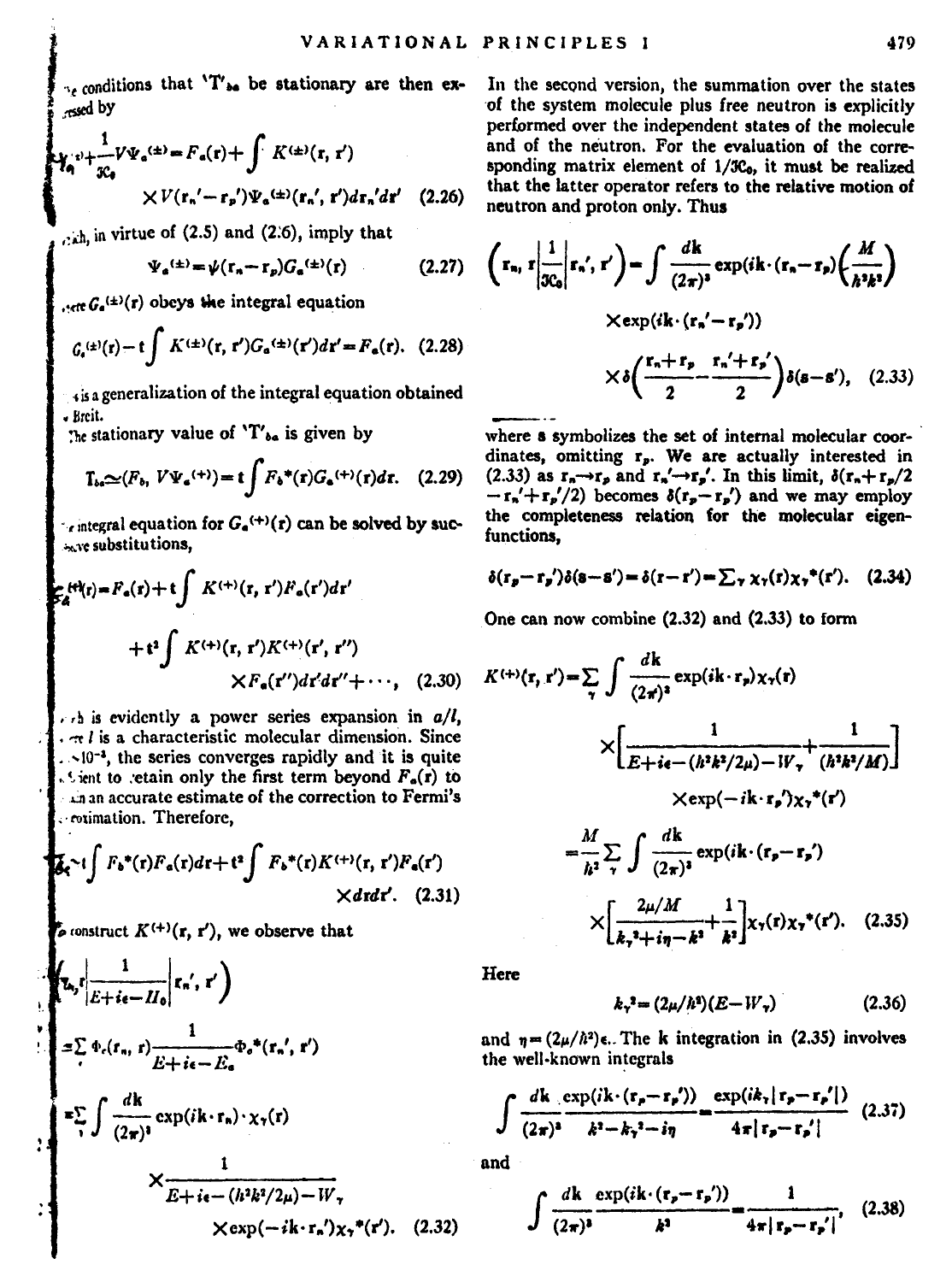The conditions that $'T'_{ba}$ be stationary are then expressed by

$$\Psi_a^{(\pm)}+\frac{1}{\mathcal{K}_0}V\Psi_a^{(\pm)}=F_a(\mathbf{r})+\int K^{(\pm)}(\mathbf{r},\mathbf{r}')\times V(\mathbf{r}_n'-\mathbf{r}_p')\Psi_a^{(\pm)}(\mathbf{r}_n',\mathbf{r}')d\mathbf{r}_n'd\mathbf{r}' \quad (2.26)$$

which, in virtue of (2.5) and (2.6), imply that

$$\Psi_a^{(\pm)}=\psi(\mathbf{r}_n-\mathbf{r}_p)G_a^{(\pm)}(\mathbf{r}) \quad (2.27)$$

where $G_a^{(\pm)}(\mathbf{r})$ obeys the integral equation

$$G_a^{(\pm)}(\mathbf{r})-\mathfrak{t}\int K^{(\pm)}(\mathbf{r},\mathbf{r}')G_a^{(\pm)}(\mathbf{r}')d\mathbf{r}'=F_a(\mathbf{r}). \quad (2.28)$$

This is a generalization of the integral equation obtained by Breit.

The stationary value of $'T'_{ba}$ is given by

$$T_{ba}\simeq(F_b,V\Psi_a^{(+)})=\mathfrak{t}\int F_b^*(\mathbf{r})G_a^{(+)}(\mathbf{r})d\mathbf{r}. \quad (2.29)$$

The integral equation for $G_a^{(+)}(\mathbf{r})$ can be solved by successive substitutions,

$$G_a^{(+)}(\mathbf{r})=F_a(\mathbf{r})+\mathfrak{t}\int K^{(+)}(\mathbf{r},\mathbf{r}')F_a(\mathbf{r}')d\mathbf{r}' +\mathfrak{t}^2\int K^{(+)}(\mathbf{r},\mathbf{r}')K^{(+)}(\mathbf{r}',\mathbf{r}'')\times F_a(\mathbf{r}'')d\mathbf{r}'d\mathbf{r}''+\cdots, \quad (2.30)$$

which is evidently a power series expansion in $a/l$, where $l$ is a characteristic molecular dimension. Since $a/l\sim10^{-3}$, the series converges rapidly and it is quite sufficient to retain only the first term beyond $F_a(\mathbf{r})$ to obtain an accurate estimate of the correction to Fermi's approximation. Therefore,

$$T_{ba}\simeq\mathfrak{t}\int F_b^*(\mathbf{r})F_a(\mathbf{r})d\mathbf{r}+\mathfrak{t}^2\int F_b^*(\mathbf{r})K^{(+)}(\mathbf{r},\mathbf{r}')F_a(\mathbf{r}')\times d\mathbf{r}d\mathbf{r}'. \quad (2.31)$$

To construct $K^{(+)}(\mathbf{r},\mathbf{r}')$, we observe that

$$\left(\mathbf{r}_n,\mathbf{r}\left|\frac{1}{E+i\epsilon-H_0}\right|\mathbf{r}_n',\mathbf{r}'\right)=\sum_c\Phi_c(\mathbf{r}_n,\mathbf{r})\frac{1}{E+i\epsilon-E_c}\Phi_c^*(\mathbf{r}_n',\mathbf{r}')$$
$$=\sum_\gamma\int\frac{d\mathbf{k}}{(2\pi)^3}\exp(i\mathbf{k}\cdot\mathbf{r}_n)\cdot\chi_\gamma(\mathbf{r})\times\frac{1}{E+i\epsilon-(\hbar^2k^2/2\mu)-W_\gamma}\times\exp(-i\mathbf{k}\cdot\mathbf{r}_n')\chi_\gamma^*(\mathbf{r}'). \quad (2.32)$$

In the second version, the summation over the states of the system molecule plus free neutron is explicitly performed over the independent states of the molecule and of the neutron. For the evaluation of the corresponding matrix element of $1/\mathcal{K}_0$, it must be realized that the latter operator refers to the relative motion of neutron and proton only. Thus

$$\left(\mathbf{r}_n,\mathbf{r}\left|\frac{1}{\mathcal{K}_0}\right|\mathbf{r}_n',\mathbf{r}'\right)=\int\frac{d\mathbf{k}}{(2\pi)^3}\exp(i\mathbf{k}\cdot(\mathbf{r}_n-\mathbf{r}_p))\left(\frac{M}{\hbar^2k^2}\right)\times\exp(i\mathbf{k}\cdot(\mathbf{r}_n'-\mathbf{r}_p'))\times\delta\left(\frac{\mathbf{r}_n+\mathbf{r}_p}{2}-\frac{\mathbf{r}_n'+\mathbf{r}_p'}{2}\right)\delta(\mathbf{s}-\mathbf{s}'), \quad (2.33)$$

where $\mathbf{s}$ symbolizes the set of internal molecular coordinates, omitting $\mathbf{r}_p$. We are actually interested in (2.33) as $\mathbf{r}_n\to\mathbf{r}_p$ and $\mathbf{r}_n'\to\mathbf{r}_p'$. In this limit, $\delta(\mathbf{r}_n+\mathbf{r}_p/2-\mathbf{r}_n'+\mathbf{r}_p'/2)$ becomes $\delta(\mathbf{r}_p-\mathbf{r}_p')$ and we may employ the completeness relation for the molecular eigenfunctions,

$$\delta(\mathbf{r}_p-\mathbf{r}_p')\delta(\mathbf{s}-\mathbf{s}')=\delta(\mathbf{r}-\mathbf{r}')=\textstyle\sum_\gamma\chi_\gamma(\mathbf{r})\chi_\gamma^*(\mathbf{r}'). \quad (2.34)$$

One can now combine (2.32) and (2.33) to form

$$K^{(+)}(\mathbf{r},\mathbf{r}')=\sum_\gamma\int\frac{d\mathbf{k}}{(2\pi)^3}\exp(i\mathbf{k}\cdot\mathbf{r}_p)\chi_\gamma(\mathbf{r})\times\left[\frac{1}{E+i\epsilon-(\hbar^2k^2/2\mu)-W_\gamma}+\frac{1}{(\hbar^2k^2/M)}\right]\times\exp(-i\mathbf{k}\cdot\mathbf{r}_p')\chi_\gamma^*(\mathbf{r}')$$
$$=\frac{M}{\hbar^2}\sum_\gamma\int\frac{d\mathbf{k}}{(2\pi)^3}\exp(i\mathbf{k}\cdot(\mathbf{r}_p-\mathbf{r}_p'))\times\left[\frac{2\mu/M}{k_\gamma^2+i\eta-k^2}+\frac{1}{k^2}\right]\chi_\gamma(\mathbf{r})\chi_\gamma^*(\mathbf{r}'). \quad (2.35)$$

Here

$$k_\gamma^2=(2\mu/\hbar^2)(E-W_\gamma) \quad (2.36)$$

and $\eta=(2\mu/\hbar^2)\epsilon$. The $\mathbf{k}$ integration in (2.35) involves the well-known integrals

$$\int\frac{d\mathbf{k}}{(2\pi)^3}\frac{\exp(i\mathbf{k}\cdot(\mathbf{r}_p-\mathbf{r}_p'))}{k^2-k_\gamma^2-i\eta}=\frac{\exp(ik_\gamma|\mathbf{r}_p-\mathbf{r}_p'|)}{4\pi|\mathbf{r}_p-\mathbf{r}_p'|} \quad (2.37)$$

and

$$\int\frac{d\mathbf{k}}{(2\pi)^3}\frac{\exp(i\mathbf{k}\cdot(\mathbf{r}_p-\mathbf{r}_p'))}{k^2}=\frac{1}{4\pi|\mathbf{r}_p-\mathbf{r}_p'|}, \quad (2.38)$$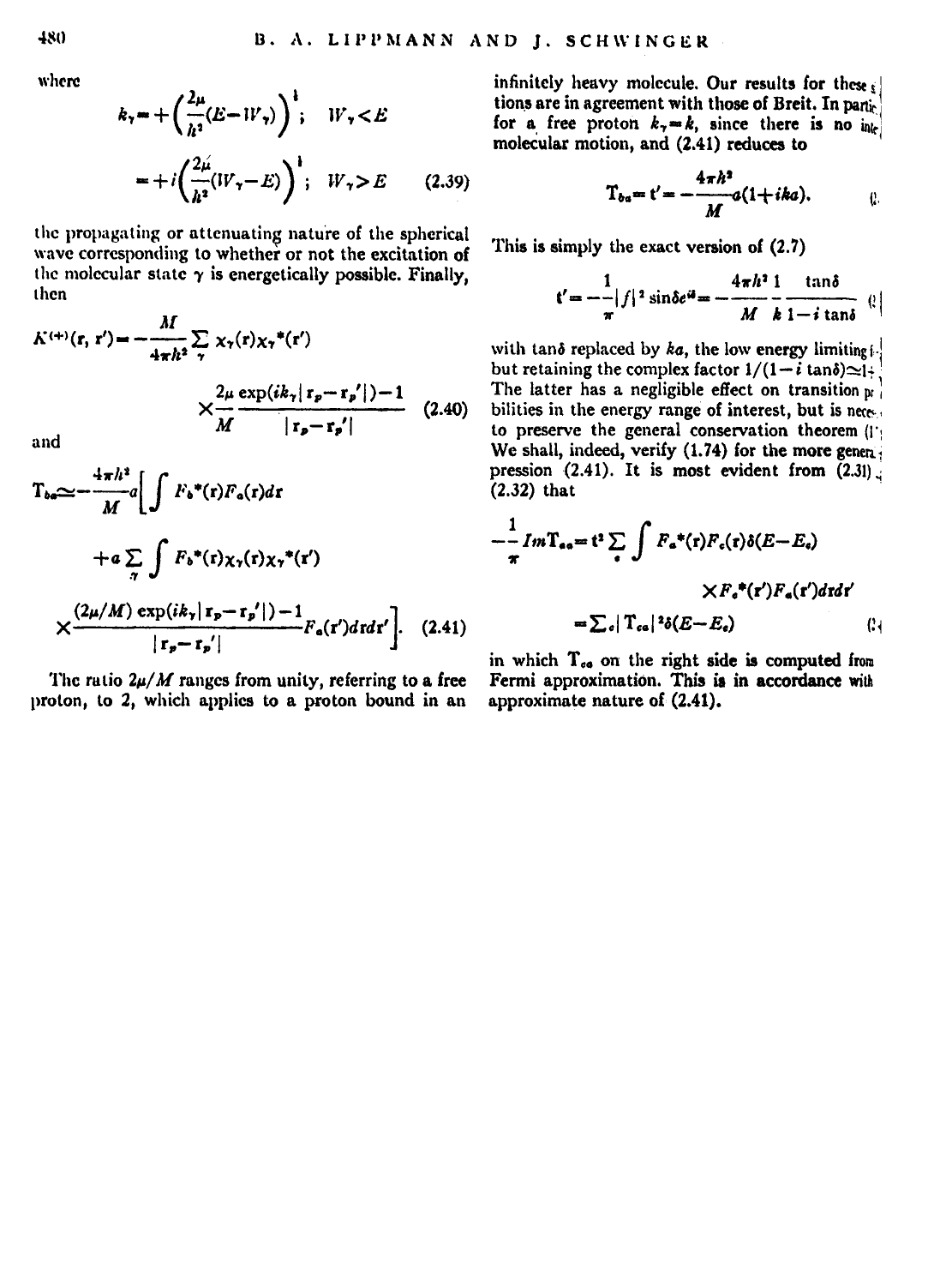where

$$k_\gamma = +\left(\frac{2\mu}{\hbar^2}(E-W_\gamma)\right)^{\frac{1}{2}};\quad W_\gamma < E$$

$$= +i\left(\frac{2\mu}{\hbar^2}(W_\gamma - E)\right)^{\frac{1}{2}};\quad W_\gamma > E \qquad (2.39)$$

the propagating or attenuating nature of the spherical wave corresponding to whether or not the excitation of the molecular state $\gamma$ is energetically possible. Finally, then

$$K^{(+)}(\mathbf{r},\mathbf{r}') = -\frac{M}{4\pi\hbar^2}\sum_\gamma \chi_\gamma(\mathbf{r})\chi_\gamma^*(\mathbf{r}') \times \frac{2\mu}{M}\frac{\exp(ik_\gamma|\mathbf{r}_p - \mathbf{r}_p'|)-1}{|\mathbf{r}_p - \mathbf{r}_p'|} \qquad (2.40)$$

and

$$\mathrm{T}_{ba} \simeq -\frac{4\pi\hbar^2}{M}a\left[\int F_b^*(\mathbf{r})F_a(\mathbf{r})d\mathbf{r} + a\sum_\gamma \int F_b^*(\mathbf{r})\chi_\gamma(\mathbf{r})\chi_\gamma^*(\mathbf{r}') \times \frac{(2\mu/M)\exp(ik_\gamma|\mathbf{r}_p - \mathbf{r}_p'|)-1}{|\mathbf{r}_p - \mathbf{r}_p'|}F_a(\mathbf{r}')d\mathbf{r}d\mathbf{r}'\right]. \qquad (2.41)$$

The ratio $2\mu/M$ ranges from unity, referring to a free proton, to 2, which applies to a proton bound in an infinitely heavy molecule. Our results for these situations are in agreement with those of Breit. In particular, for a free proton $k_\gamma = k$, since there is no intermolecular motion, and (2.41) reduces to

$$\mathrm{T}_{ba} = \mathrm{t}' = -\frac{4\pi\hbar^2}{M}a(1+ika).$$

This is simply the exact version of (2.7)

$$\mathrm{t}' = -\frac{1}{\pi}|f|^2 \sin\delta e^{i\delta} = -\frac{4\pi\hbar^2}{M}\frac{1}{k}\frac{\tan\delta}{1-i\tan\delta}$$

with $\tan\delta$ replaced by $ka$, the low energy limiting form, but retaining the complex factor $1/(1-i\tan\delta)\simeq 1+$ . The latter has a negligible effect on transition probabilities in the energy range of interest, but is necessary to preserve the general conservation theorem (1.74). We shall, indeed, verify (1.74) for the more general expression (2.41). It is most evident from (2.31) and (2.32) that

$$-\frac{1}{\pi}Im\mathrm{T}_{aa} = \mathrm{t}^2\sum_e \int F_a^*(\mathbf{r})F_e(\mathbf{r})\delta(E-E_e) \times F_e^*(\mathbf{r}')F_a(\mathbf{r}')d\mathbf{r}d\mathbf{r}'$$

$$= \sum_e |\mathrm{T}_{ea}|^2\delta(E-E_e)$$

in which $\mathrm{T}_{ea}$ on the right side is computed from Fermi approximation. This is in accordance with the approximate nature of (2.41).